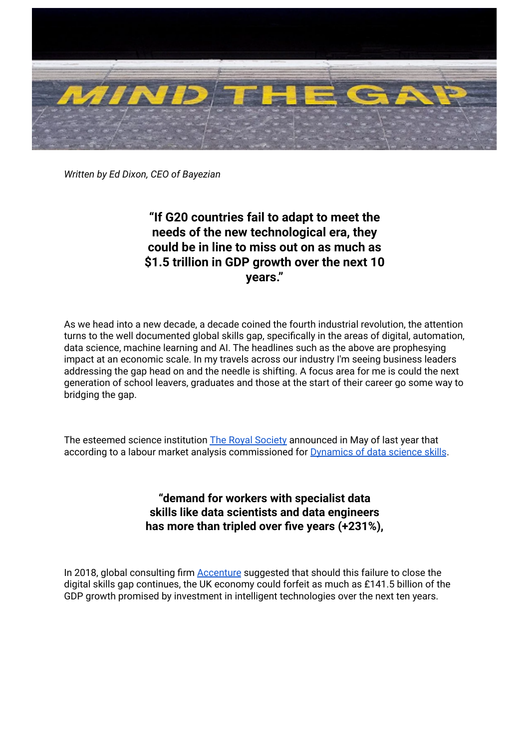*Written by Ed Dixon, CEO of Bayezian*

**"If G20 countries fail to adapt to meet the needs of the new technological era, they could be in line to miss out on as much as $1.5 trillion in GDP growth over the next 10 years."**

As we head into a new decade, a decade coined the fourth industrial revolution, the attention turns to the well documented global skills gap, specifically in the areas of digital, automation, data science, machine learning and AI. The headlines such as the above are prophesying impact at an economic scale. In my travels across our industry I'm seeing business leaders addressing the gap head on and the needle is shifting. A focus area for me is could the next generation of school leavers, graduates and those at the start of their career go some way to bridging the gap.

The esteemed science institution The Royal Society announced in May of last year that according to a labour market analysis commissioned for Dynamics of data science skills.

**"demand for workers with specialist data skills like data scientists and data engineers has more than tripled over five years (+231%),**

In 2018, global consulting firm Accenture suggested that should this failure to close the digital skills gap continues, the UK economy could forfeit as much as £141.5 billion of the GDP growth promised by investment in intelligent technologies over the next ten years.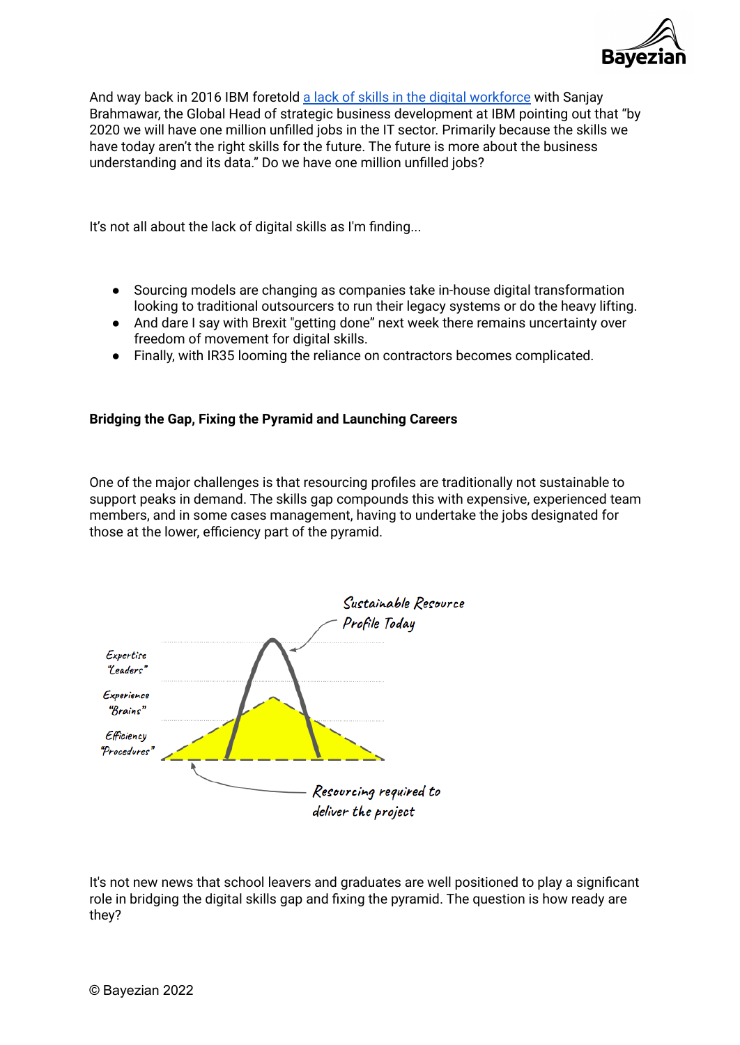And way back in 2016 IBM foretold [a lack of skills in the digital workforce] with Sanjay Brahmawar, the Global Head of strategic business development at IBM pointing out that "by 2020 we will have one million unfilled jobs in the IT sector. Primarily because the skills we have today aren't the right skills for the future. The future is more about the business understanding and its data." Do we have one million unfilled jobs?

It's not all about the lack of digital skills as I'm finding...

- Sourcing models are changing as companies take in-house digital transformation looking to traditional outsourcers to run their legacy systems or do the heavy lifting.
- And dare I say with Brexit "getting done" next week there remains uncertainty over freedom of movement for digital skills.
- Finally, with IR35 looming the reliance on contractors becomes complicated.

**Bridging the Gap, Fixing the Pyramid and Launching Careers**

One of the major challenges is that resourcing profiles are traditionally not sustainable to support peaks in demand. The skills gap compounds this with expensive, experienced team members, and in some cases management, having to undertake the jobs designated for those at the lower, efficiency part of the pyramid.

Sustainable Resource Profile Today

Expertise "Leaders"

Experience "Brains"

Efficiency "Procedures"

Resourcing required to deliver the project

It's not new news that school leavers and graduates are well positioned to play a significant role in bridging the digital skills gap and fixing the pyramid. The question is how ready are they?

© Bayezian 2022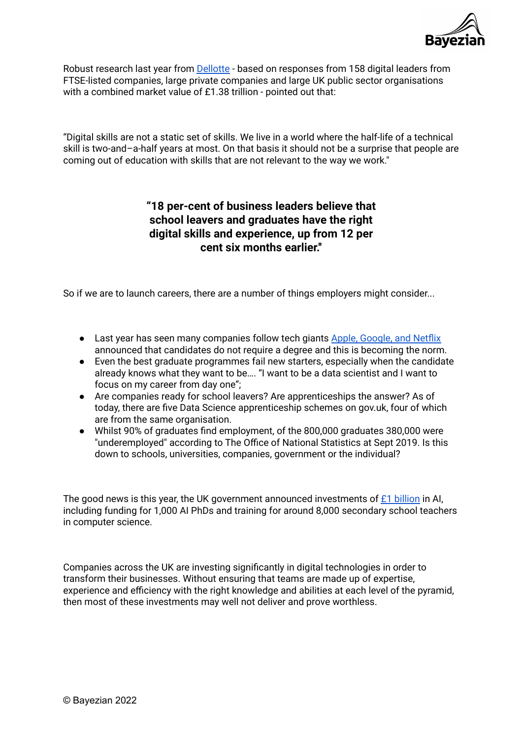Robust research last year from [Dellotte](#) - based on responses from 158 digital leaders from FTSE-listed companies, large private companies and large UK public sector organisations with a combined market value of £1.38 trillion - pointed out that:

"Digital skills are not a static set of skills. We live in a world where the half-life of a technical skill is two-and–a-half years at most. On that basis it should not be a surprise that people are coming out of education with skills that are not relevant to the way we work."

**"18 per-cent of business leaders believe that school leavers and graduates have the right digital skills and experience, up from 12 per cent six months earlier."**

So if we are to launch careers, there are a number of things employers might consider...

- Last year has seen many companies follow tech giants [Apple, Google, and Netflix](#) announced that candidates do not require a degree and this is becoming the norm.
- Even the best graduate programmes fail new starters, especially when the candidate already knows what they want to be…. "I want to be a data scientist and I want to focus on my career from day one";
- Are companies ready for school leavers? Are apprenticeships the answer? As of today, there are five Data Science apprenticeship schemes on gov.uk, four of which are from the same organisation.
- Whilst 90% of graduates find employment, of the 800,000 graduates 380,000 were "underemployed" according to The Office of National Statistics at Sept 2019. Is this down to schools, universities, companies, government or the individual?

The good news is this year, the UK government announced investments of [£1 billion](#) in AI, including funding for 1,000 AI PhDs and training for around 8,000 secondary school teachers in computer science.

Companies across the UK are investing significantly in digital technologies in order to transform their businesses. Without ensuring that teams are made up of expertise, experience and efficiency with the right knowledge and abilities at each level of the pyramid, then most of these investments may well not deliver and prove worthless.

© Bayezian 2022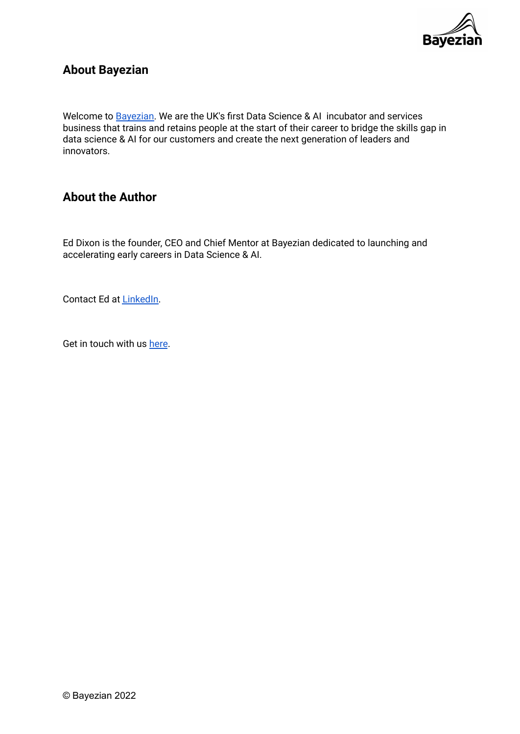## About Bayezian

Welcome to Bayezian. We are the UK's first Data Science & AI incubator and services business that trains and retains people at the start of their career to bridge the skills gap in data science & AI for our customers and create the next generation of leaders and innovators.

## About the Author

Ed Dixon is the founder, CEO and Chief Mentor at Bayezian dedicated to launching and accelerating early careers in Data Science & AI.

Contact Ed at LinkedIn.

Get in touch with us here.

© Bayezian 2022